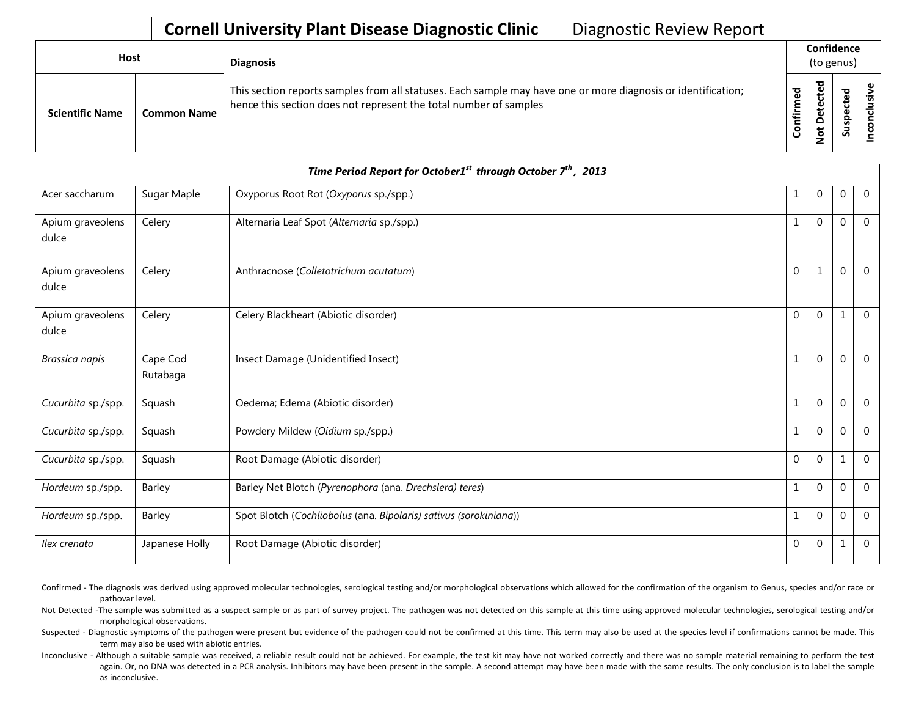**Cornell University Plant Disease Diagnostic Clinic** Diagnostic Review Report

| Host | | Diagnosis | Confidence (to genus) | | | |
|---|---|---|---|---|---|---|
| Scientific Name | Common Name | This section reports samples from all statuses. Each sample may have one or more diagnosis or identification; hence this section does not represent the total number of samples | Confirmed | Not Detected | Suspected | Inconclusive |
| ***Time Period Report for October1st through October 7th , 2013*** | | | | | | |
| Acer saccharum | Sugar Maple | Oxyporus Root Rot (*Oxyporus* sp./spp.) | 1 | 0 | 0 | 0 |
| Apium graveolens dulce | Celery | Alternaria Leaf Spot (*Alternaria* sp./spp.) | 1 | 0 | 0 | 0 |
| Apium graveolens dulce | Celery | Anthracnose (*Colletotrichum acutatum*) | 0 | 1 | 0 | 0 |
| Apium graveolens dulce | Celery | Celery Blackheart (Abiotic disorder) | 0 | 0 | 1 | 0 |
| *Brassica napis* | Cape Cod Rutabaga | Insect Damage (Unidentified Insect) | 1 | 0 | 0 | 0 |
| *Cucurbita* sp./spp. | Squash | Oedema; Edema (Abiotic disorder) | 1 | 0 | 0 | 0 |
| *Cucurbita* sp./spp. | Squash | Powdery Mildew (*Oidium* sp./spp.) | 1 | 0 | 0 | 0 |
| *Cucurbita* sp./spp. | Squash | Root Damage (Abiotic disorder) | 0 | 0 | 1 | 0 |
| *Hordeum* sp./spp. | Barley | Barley Net Blotch (*Pyrenophora* (ana. *Drechslera) teres*) | 1 | 0 | 0 | 0 |
| *Hordeum* sp./spp. | Barley | Spot Blotch (*Cochliobolus* (ana. *Bipolaris) sativus (sorokiniana)*) | 1 | 0 | 0 | 0 |
| *Ilex crenata* | Japanese Holly | Root Damage (Abiotic disorder) | 0 | 0 | 1 | 0 |

Confirmed - The diagnosis was derived using approved molecular technologies, serological testing and/or morphological observations which allowed for the confirmation of the organism to Genus, species and/or race or pathovar level.

Not Detected -The sample was submitted as a suspect sample or as part of survey project. The pathogen was not detected on this sample at this time using approved molecular technologies, serological testing and/or morphological observations.

Suspected - Diagnostic symptoms of the pathogen were present but evidence of the pathogen could not be confirmed at this time. This term may also be used at the species level if confirmations cannot be made. This term may also be used with abiotic entries.

Inconclusive - Although a suitable sample was received, a reliable result could not be achieved. For example, the test kit may have not worked correctly and there was no sample material remaining to perform the test again. Or, no DNA was detected in a PCR analysis. Inhibitors may have been present in the sample. A second attempt may have been made with the same results. The only conclusion is to label the sample as inconclusive.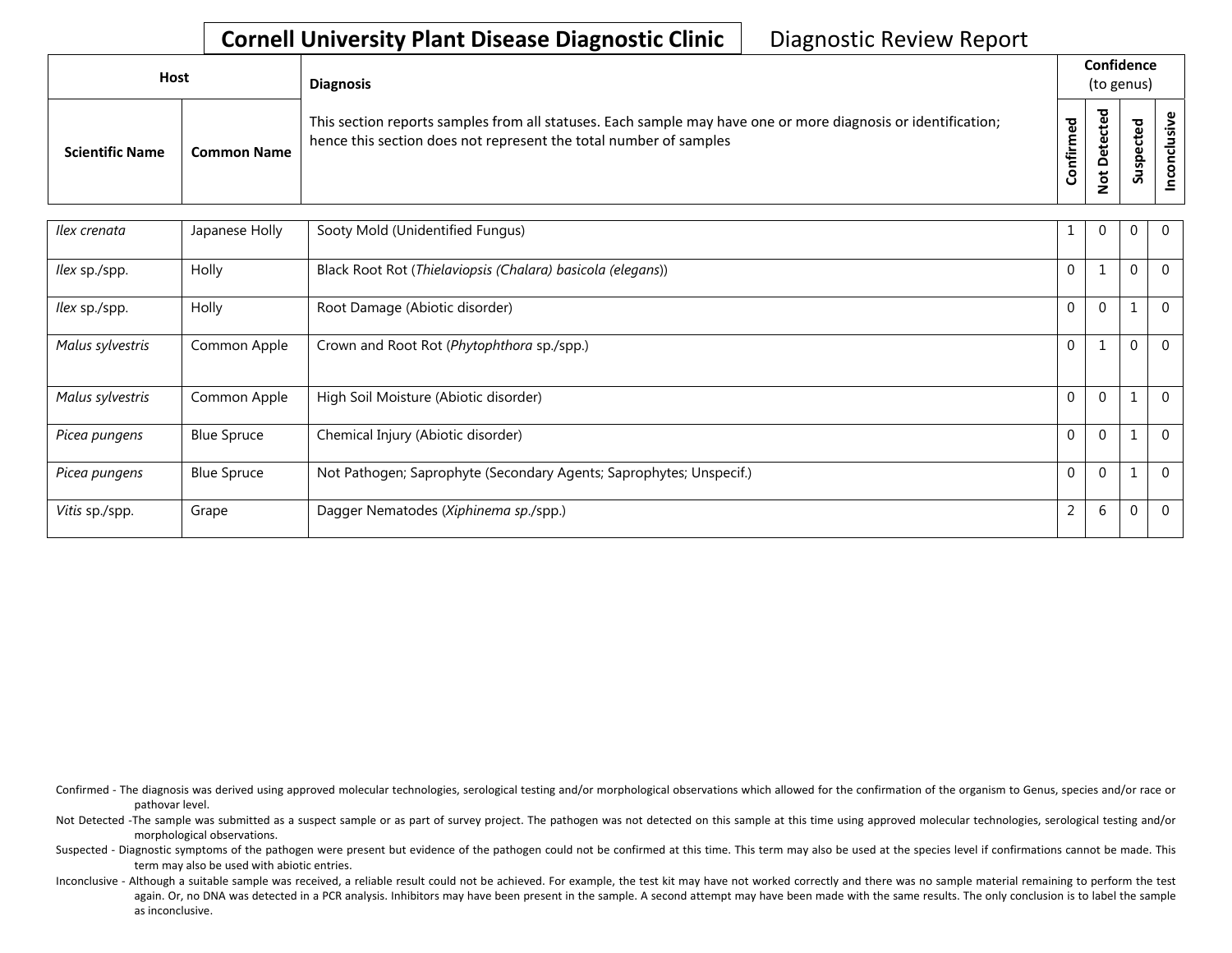**Cornell University Plant Disease Diagnostic Clinic** Diagnostic Review Report

| Host | | Diagnosis | Confidence (to genus) | | | |
|---|---|---|---|---|---|---|
| Scientific Name | Common Name | This section reports samples from all statuses. Each sample may have one or more diagnosis or identification; hence this section does not represent the total number of samples | Confirmed | Not Detected | Suspected | Inconclusive |
| *Ilex crenata* | Japanese Holly | Sooty Mold (Unidentified Fungus) | 1 | 0 | 0 | 0 |
| *Ilex* sp./spp. | Holly | Black Root Rot (*Thielaviopsis (Chalara) basicola (elegans)*) | 0 | 1 | 0 | 0 |
| *Ilex* sp./spp. | Holly | Root Damage (Abiotic disorder) | 0 | 0 | 1 | 0 |
| *Malus sylvestris* | Common Apple | Crown and Root Rot (*Phytophthora* sp./spp.) | 0 | 1 | 0 | 0 |
| *Malus sylvestris* | Common Apple | High Soil Moisture (Abiotic disorder) | 0 | 0 | 1 | 0 |
| *Picea pungens* | Blue Spruce | Chemical Injury (Abiotic disorder) | 0 | 0 | 1 | 0 |
| *Picea pungens* | Blue Spruce | Not Pathogen; Saprophyte (Secondary Agents; Saprophytes; Unspecif.) | 0 | 0 | 1 | 0 |
| *Vitis* sp./spp. | Grape | Dagger Nematodes (*Xiphinema sp.*/spp.) | 2 | 6 | 0 | 0 |

Confirmed - The diagnosis was derived using approved molecular technologies, serological testing and/or morphological observations which allowed for the confirmation of the organism to Genus, species and/or race or pathovar level.

Not Detected -The sample was submitted as a suspect sample or as part of survey project. The pathogen was not detected on this sample at this time using approved molecular technologies, serological testing and/or morphological observations.

Suspected - Diagnostic symptoms of the pathogen were present but evidence of the pathogen could not be confirmed at this time. This term may also be used at the species level if confirmations cannot be made. This term may also be used with abiotic entries.

Inconclusive - Although a suitable sample was received, a reliable result could not be achieved. For example, the test kit may have not worked correctly and there was no sample material remaining to perform the test again. Or, no DNA was detected in a PCR analysis. Inhibitors may have been present in the sample. A second attempt may have been made with the same results. The only conclusion is to label the sample as inconclusive.